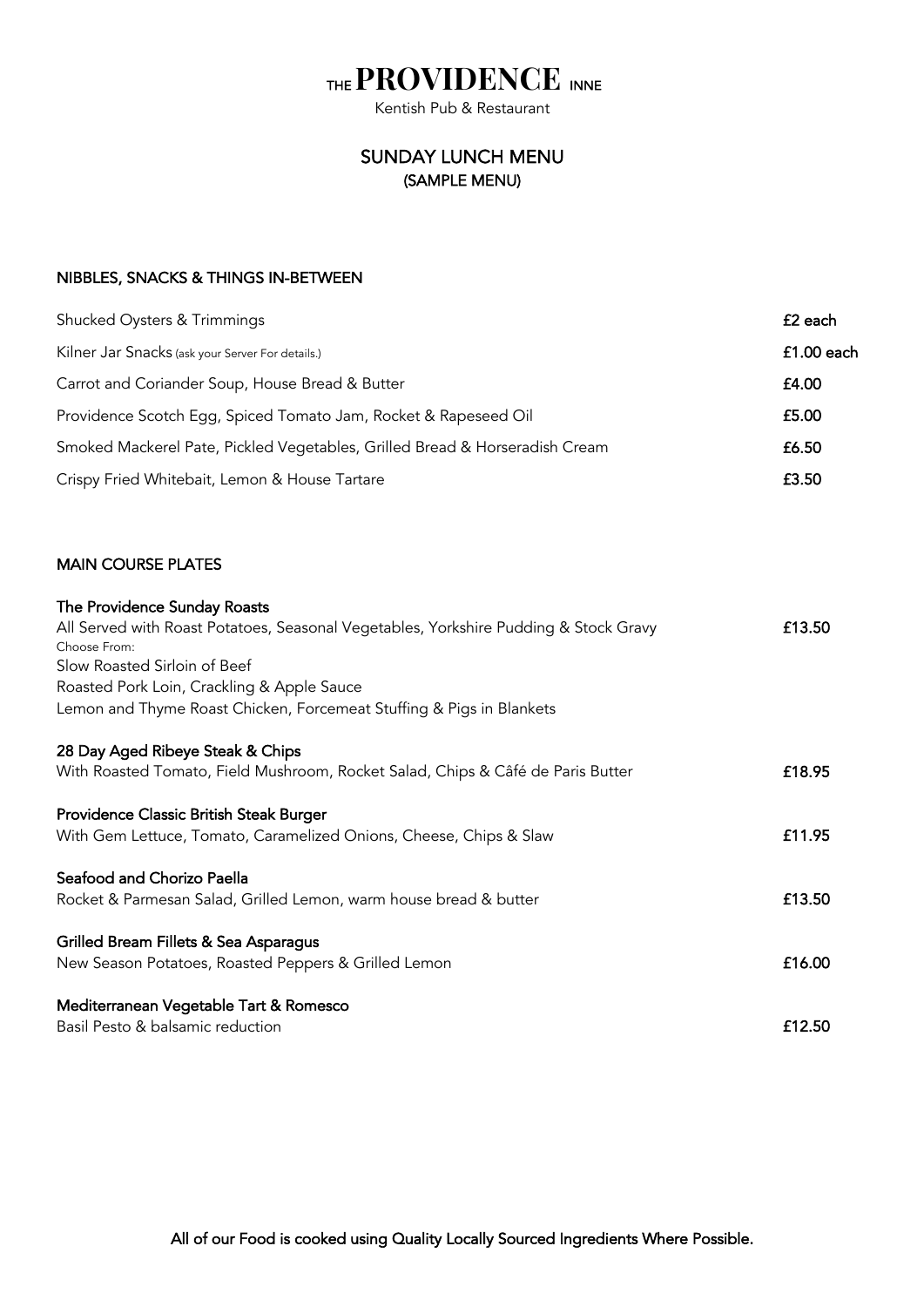# THE PROVIDENCE INNE

Kentish Pub & Restaurant

## SUNDAY LUNCH MENU
(SAMPLE MENU)

### NIBBLES, SNACKS & THINGS IN-BETWEEN

| Item | Price |
| --- | --- |
| Shucked Oysters & Trimmings | £2 each |
| Kilner Jar Snacks (ask your Server For details.) | £1.00 each |
| Carrot and Coriander Soup, House Bread & Butter | £4.00 |
| Providence Scotch Egg, Spiced Tomato Jam, Rocket & Rapeseed Oil | £5.00 |
| Smoked Mackerel Pate, Pickled Vegetables, Grilled Bread & Horseradish Cream | £6.50 |
| Crispy Fried Whitebait, Lemon & House Tartare | £3.50 |

### MAIN COURSE PLATES

**The Providence Sunday Roasts**
All Served with Roast Potatoes, Seasonal Vegetables, Yorkshire Pudding & Stock Gravy — **£13.50**
Choose From:
Slow Roasted Sirloin of Beef
Roasted Pork Loin, Crackling & Apple Sauce
Lemon and Thyme Roast Chicken, Forcemeat Stuffing & Pigs in Blankets

**28 Day Aged Ribeye Steak & Chips**
With Roasted Tomato, Field Mushroom, Rocket Salad, Chips & Câfé de Paris Butter — **£18.95**

**Providence Classic British Steak Burger**
With Gem Lettuce, Tomato, Caramelized Onions, Cheese, Chips & Slaw — **£11.95**

**Seafood and Chorizo Paella**
Rocket & Parmesan Salad, Grilled Lemon, warm house bread & butter — **£13.50**

**Grilled Bream Fillets & Sea Asparagus**
New Season Potatoes, Roasted Peppers & Grilled Lemon — **£16.00**

**Mediterranean Vegetable Tart & Romesco**
Basil Pesto & balsamic reduction — **£12.50**

All of our Food is cooked using Quality Locally Sourced Ingredients Where Possible.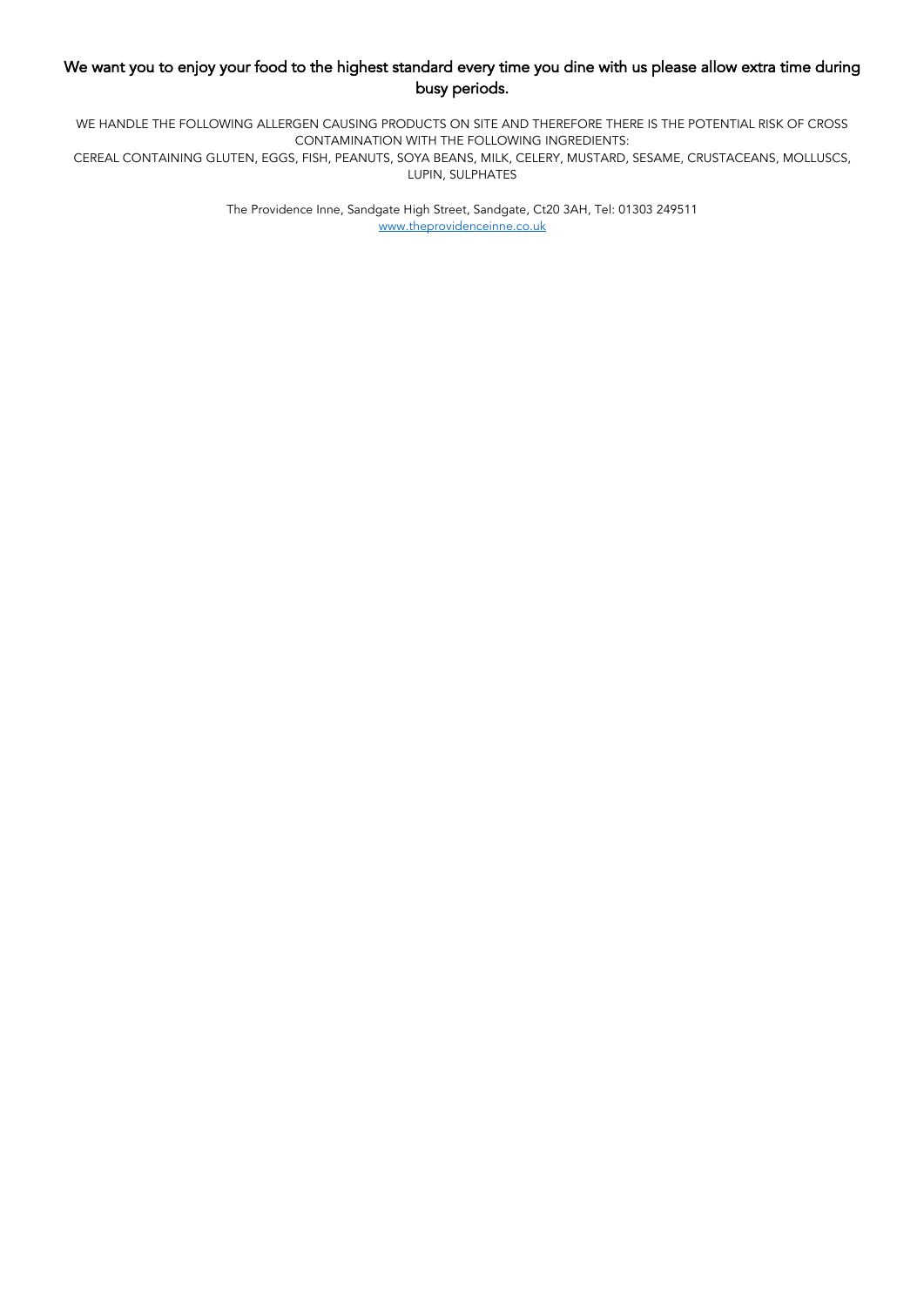**We want you to enjoy your food to the highest standard every time you dine with us please allow extra time during busy periods.**

WE HANDLE THE FOLLOWING ALLERGEN CAUSING PRODUCTS ON SITE AND THEREFORE THERE IS THE POTENTIAL RISK OF CROSS CONTAMINATION WITH THE FOLLOWING INGREDIENTS:
CEREAL CONTAINING GLUTEN, EGGS, FISH, PEANUTS, SOYA BEANS, MILK, CELERY, MUSTARD, SESAME, CRUSTACEANS, MOLLUSCS, LUPIN, SULPHATES

The Providence Inne, Sandgate High Street, Sandgate, Ct20 3AH, Tel: 01303 249511
www.theprovidenceinne.co.uk